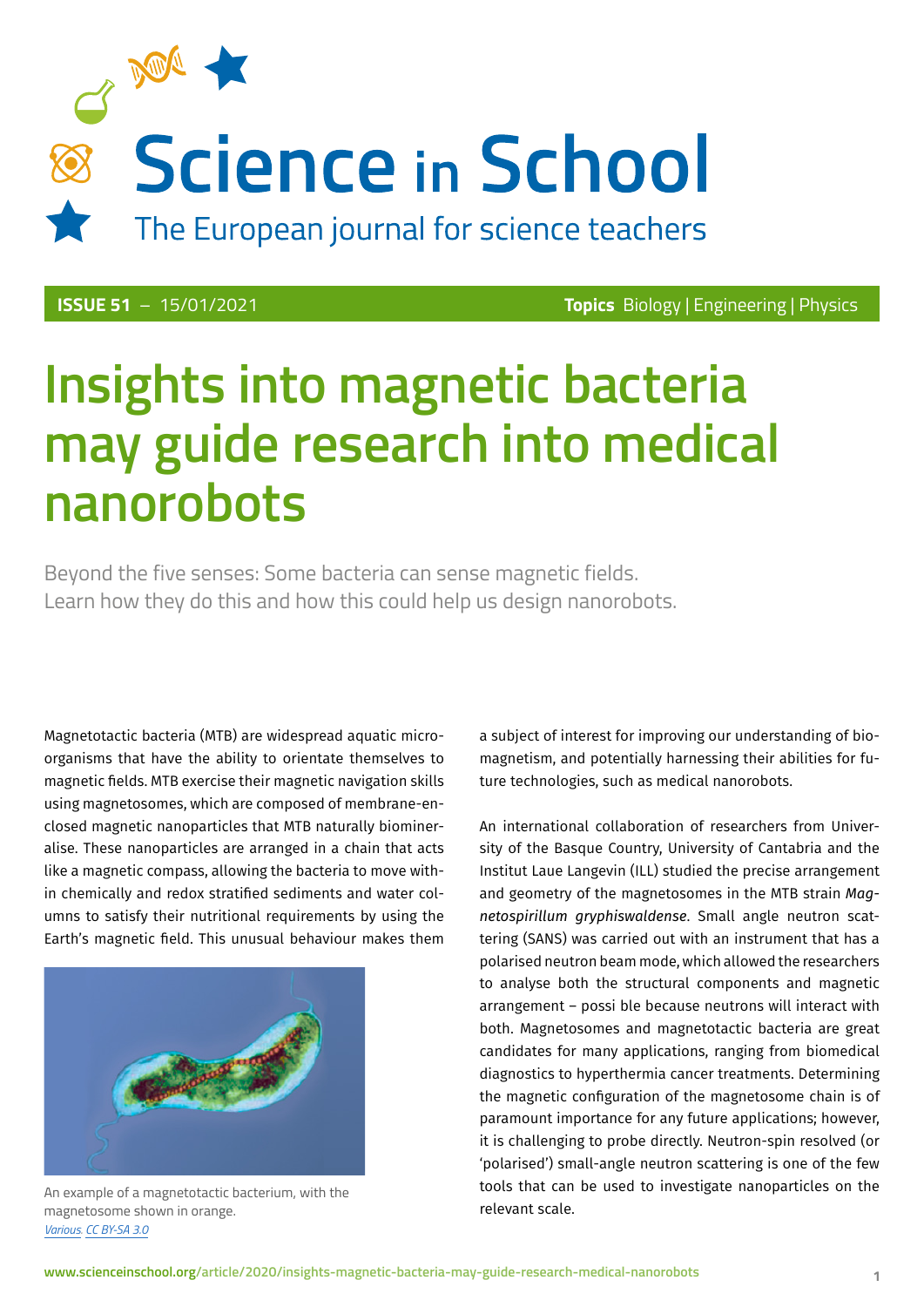# Science in School

The European journal for science teachers

**ISSUE 51** – 15/01/2021 **Topics** Biology | Engineering | Physics

# Insights into magnetic bacteria may guide research into medical nanorobots

Beyond the five senses: Some bacteria can sense magnetic fields. Learn how they do this and how this could help us design nanorobots.

Magnetotactic bacteria (MTB) are widespread aquatic microorganisms that have the ability to orientate themselves to magnetic fields. MTB exercise their magnetic navigation skills using magnetosomes, which are composed of membrane-enclosed magnetic nanoparticles that MTB naturally biomineralise. These nanoparticles are arranged in a chain that acts like a magnetic compass, allowing the bacteria to move within chemically and redox stratified sediments and water columns to satisfy their nutritional requirements by using the Earth's magnetic field. This unusual behaviour makes them a subject of interest for improving our understanding of biomagnetism, and potentially harnessing their abilities for future technologies, such as medical nanorobots.

An example of a magnetotactic bacterium, with the magnetosome shown in orange.
*Various*, *CC BY-SA 3.0*

An international collaboration of researchers from University of the Basque Country, University of Cantabria and the Institut Laue Langevin (ILL) studied the precise arrangement and geometry of the magnetosomes in the MTB strain *Magnetospirillum gryphiswaldense*. Small angle neutron scattering (SANS) was carried out with an instrument that has a polarised neutron beam mode, which allowed the researchers to analyse both the structural components and magnetic arrangement – possible because neutrons will interact with both. Magnetosomes and magnetotactic bacteria are great candidates for many applications, ranging from biomedical diagnostics to hyperthermia cancer treatments. Determining the magnetic configuration of the magnetosome chain is of paramount importance for any future applications; however, it is challenging to probe directly. Neutron-spin resolved (or 'polarised') small-angle neutron scattering is one of the few tools that can be used to investigate nanoparticles on the relevant scale.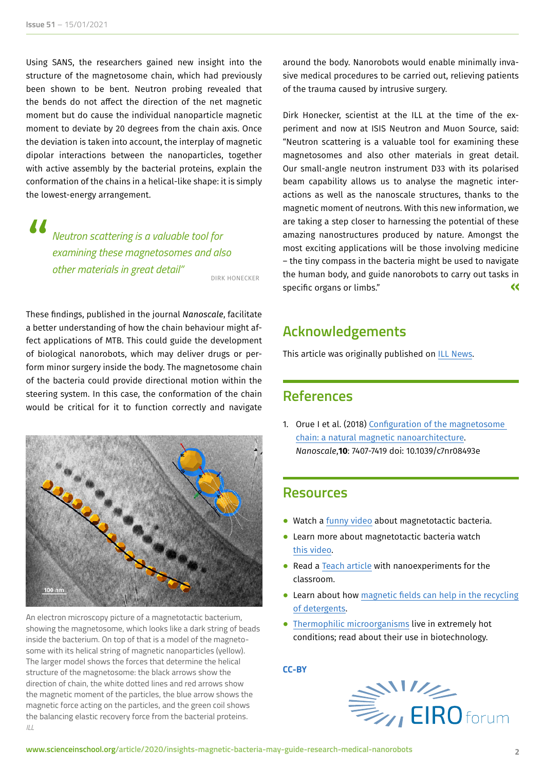Using SANS, the researchers gained new insight into the structure of the magnetosome chain, which had previously been shown to be bent. Neutron probing revealed that the bends do not affect the direction of the net magnetic moment but do cause the individual nanoparticle magnetic moment to deviate by 20 degrees from the chain axis. Once the deviation is taken into account, the interplay of magnetic dipolar interactions between the nanoparticles, together with active assembly by the bacterial proteins, explain the conformation of the chains in a helical-like shape: it is simply the lowest-energy arrangement.

> *Neutron scattering is a valuable tool for examining these magnetosomes and also other materials in great detail"*
>
> DIRK HONECKER

These findings, published in the journal *Nanoscale*, facilitate a better understanding of how the chain behaviour might affect applications of MTB. This could guide the development of biological nanorobots, which may deliver drugs or perform minor surgery inside the body. The magnetosome chain of the bacteria could provide directional motion within the steering system. In this case, the conformation of the chain would be critical for it to function correctly and navigate around the body. Nanorobots would enable minimally invasive medical procedures to be carried out, relieving patients of the trauma caused by intrusive surgery.

100 nm

An electron microscopy picture of a magnetotactic bacterium, showing the magnetosome, which looks like a dark string of beads inside the bacterium. On top of that is a model of the magnetosome with its helical string of magnetic nanoparticles (yellow). The larger model shows the forces that determine the helical structure of the magnetosome: the black arrows show the direction of chain, the white dotted lines and red arrows show the magnetic moment of the particles, the blue arrow shows the magnetic force acting on the particles, and the green coil shows the balancing elastic recovery force from the bacterial proteins.
*ILL*

Dirk Honecker, scientist at the ILL at the time of the experiment and now at ISIS Neutron and Muon Source, said: "Neutron scattering is a valuable tool for examining these magnetosomes and also other materials in great detail. Our small-angle neutron instrument D33 with its polarised beam capability allows us to analyse the magnetic interactions as well as the nanoscale structures, thanks to the magnetic moment of neutrons. With this new information, we are taking a step closer to harnessing the potential of these amazing nanostructures produced by nature. Amongst the most exciting applications will be those involving medicine – the tiny compass in the bacteria might be used to navigate the human body, and guide nanorobots to carry out tasks in specific organs or limbs."

## Acknowledgements

This article was originally published on ILL News.

## References

1. Orue I et al. (2018) Configuration of the magnetosome chain: a natural magnetic nanoarchitecture. *Nanoscale*,**10**: 7407-7419 doi: 10.1039/c7nr08493e

## Resources

- Watch a funny video about magnetotactic bacteria.
- Learn more about magnetotactic bacteria watch this video.
- Read a Teach article with nanoexperiments for the classroom.
- Learn about how magnetic fields can help in the recycling of detergents.
- Thermophilic microorganisms live in extremely hot conditions; read about their use in biotechnology.

**CC-BY**